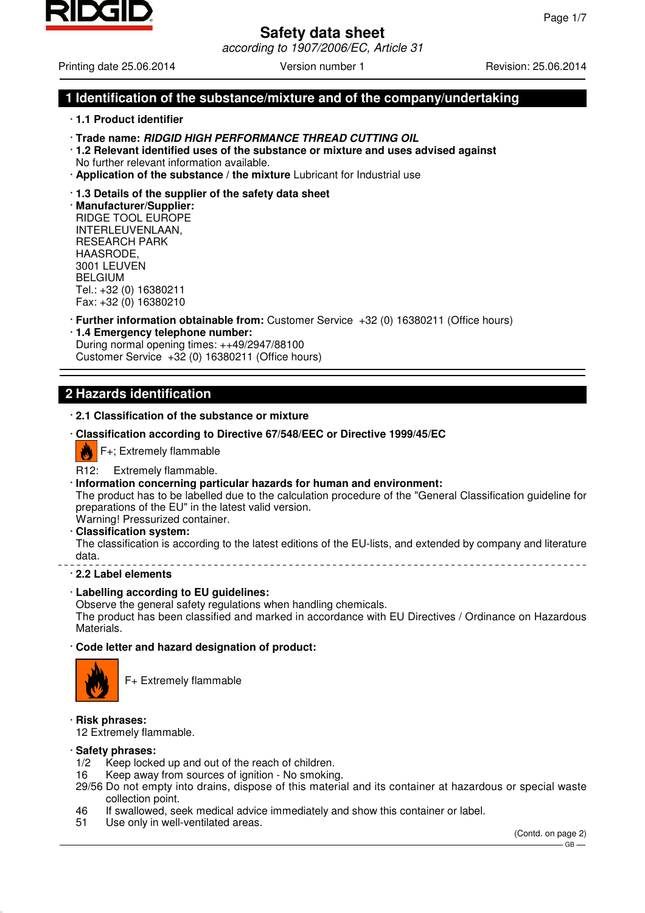# Safety data sheet

*according to 1907/2006/EC, Article 31*

Printing date 25.06.2014 Version number 1 Revision: 25.06.2014

## 1 Identification of the substance/mixture and of the company/undertaking

· **1.1 Product identifier**

· **Trade name: *RIDGID HIGH PERFORMANCE THREAD CUTTING OIL***

· **1.2 Relevant identified uses of the substance or mixture and uses advised against**
No further relevant information available.

· **Application of the substance / the mixture** Lubricant for Industrial use

· **1.3 Details of the supplier of the safety data sheet**

· **Manufacturer/Supplier:**
RIDGE TOOL EUROPE
INTERLEUVENLAAN,
RESEARCH PARK
HAASRODE,
3001 LEUVEN
BELGIUM
Tel.: +32 (0) 16380211
Fax: +32 (0) 16380210

· **Further information obtainable from:** Customer Service +32 (0) 16380211 (Office hours)

· **1.4 Emergency telephone number:**
During normal opening times: ++49/2947/88100
Customer Service +32 (0) 16380211 (Office hours)

## 2 Hazards identification

· **2.1 Classification of the substance or mixture**

· **Classification according to Directive 67/548/EEC or Directive 1999/45/EC**

F+; Extremely flammable

R12: Extremely flammable.

· **Information concerning particular hazards for human and environment:**
The product has to be labelled due to the calculation procedure of the "General Classification guideline for preparations of the EU" in the latest valid version.
Warning! Pressurized container.

· **Classification system:**
The classification is according to the latest editions of the EU-lists, and extended by company and literature data.

· **2.2 Label elements**

· **Labelling according to EU guidelines:**
Observe the general safety regulations when handling chemicals.
The product has been classified and marked in accordance with EU Directives / Ordinance on Hazardous Materials.

· **Code letter and hazard designation of product:**

F+ Extremely flammable

· **Risk phrases:**
12 Extremely flammable.

· **Safety phrases:**
1/2 Keep locked up and out of the reach of children.
16 Keep away from sources of ignition - No smoking.
29/56 Do not empty into drains, dispose of this material and its container at hazardous or special waste collection point.
46 If swallowed, seek medical advice immediately and show this container or label.
51 Use only in well-ventilated areas.

(Contd. on page 2)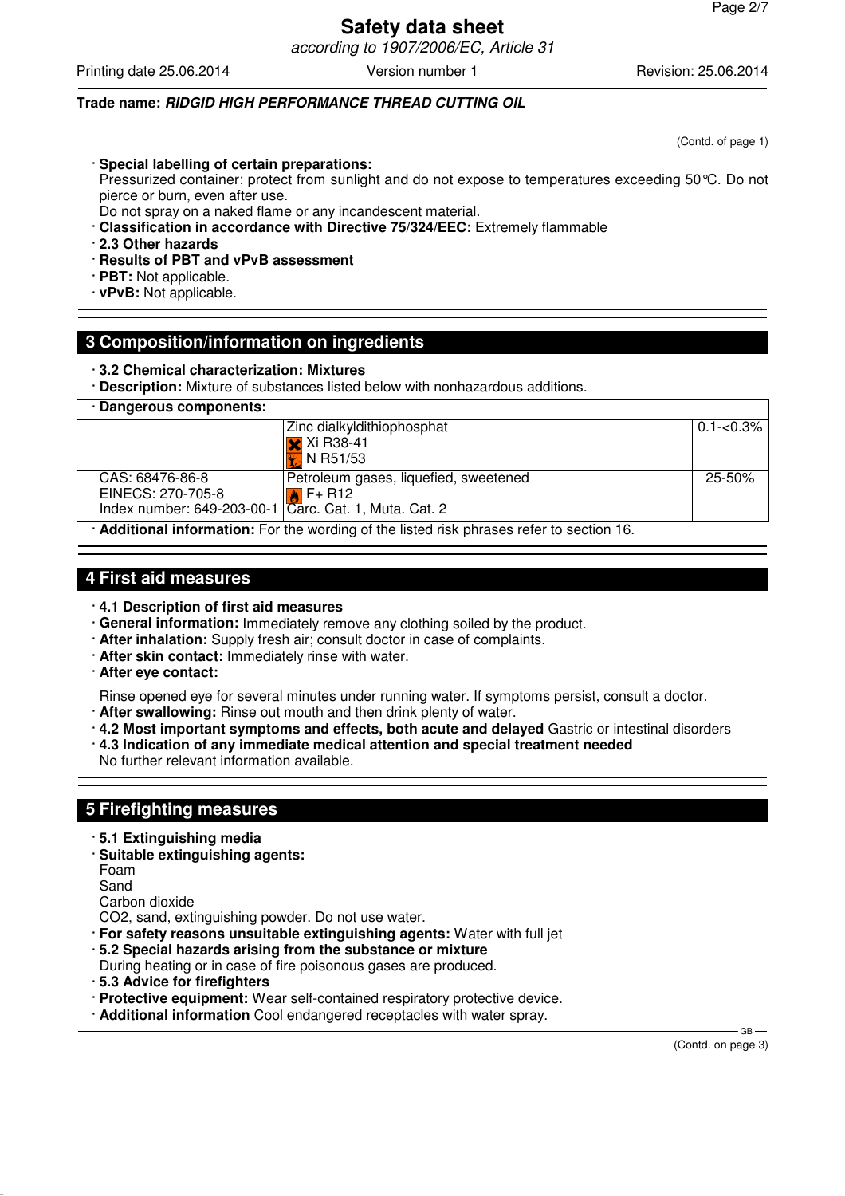(Contd. of page 1)

- **Special labelling of certain preparations:**
  Pressurized container: protect from sunlight and do not expose to temperatures exceeding 50°C. Do not pierce or burn, even after use.
  Do not spray on a naked flame or any incandescent material.
- **Classification in accordance with Directive 75/324/EEC:** Extremely flammable
- **2.3 Other hazards**
- **Results of PBT and vPvB assessment**
- **PBT:** Not applicable.
- **vPvB:** Not applicable.

## 3 Composition/information on ingredients

- **3.2 Chemical characterization: Mixtures**
- **Description:** Mixture of substances listed below with nonhazardous additions.

| · Dangerous components: | | |
|---|---|---|
| | Zinc dialkyldithiophosphat<br>Xi R38-41<br>N R51/53 | 0.1-<0.3% |
| CAS: 68476-86-8<br>EINECS: 270-705-8<br>Index number: 649-203-00-1 | Petroleum gases, liquefied, sweetened<br>F+ R12<br>Carc. Cat. 1, Muta. Cat. 2 | 25-50% |

- **Additional information:** For the wording of the listed risk phrases refer to section 16.

## 4 First aid measures

- **4.1 Description of first aid measures**
- **General information:** Immediately remove any clothing soiled by the product.
- **After inhalation:** Supply fresh air; consult doctor in case of complaints.
- **After skin contact:** Immediately rinse with water.
- **After eye contact:**
  Rinse opened eye for several minutes under running water. If symptoms persist, consult a doctor.
- **After swallowing:** Rinse out mouth and then drink plenty of water.
- **4.2 Most important symptoms and effects, both acute and delayed** Gastric or intestinal disorders
- **4.3 Indication of any immediate medical attention and special treatment needed**
  No further relevant information available.

## 5 Firefighting measures

- **5.1 Extinguishing media**
- **Suitable extinguishing agents:**
  Foam
  Sand
  Carbon dioxide
  CO2, sand, extinguishing powder. Do not use water.
- **For safety reasons unsuitable extinguishing agents:** Water with full jet
- **5.2 Special hazards arising from the substance or mixture**
  During heating or in case of fire poisonous gases are produced.
- **5.3 Advice for firefighters**
- **Protective equipment:** Wear self-contained respiratory protective device.
- **Additional information** Cool endangered receptacles with water spray.

(Contd. on page 3)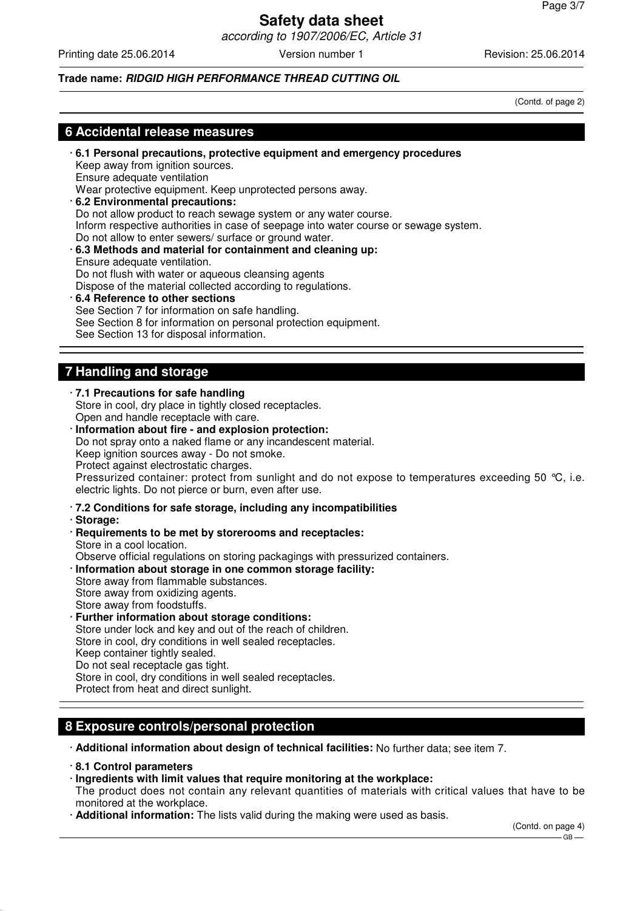(Contd. of page 2)

## 6 Accidental release measures

· **6.1 Personal precautions, protective equipment and emergency procedures**
Keep away from ignition sources.
Ensure adequate ventilation
Wear protective equipment. Keep unprotected persons away.

· **6.2 Environmental precautions:**
Do not allow product to reach sewage system or any water course.
Inform respective authorities in case of seepage into water course or sewage system.
Do not allow to enter sewers/ surface or ground water.

· **6.3 Methods and material for containment and cleaning up:**
Ensure adequate ventilation.
Do not flush with water or aqueous cleansing agents
Dispose of the material collected according to regulations.

· **6.4 Reference to other sections**
See Section 7 for information on safe handling.
See Section 8 for information on personal protection equipment.
See Section 13 for disposal information.

## 7 Handling and storage

· **7.1 Precautions for safe handling**
Store in cool, dry place in tightly closed receptacles.
Open and handle receptacle with care.

· **Information about fire - and explosion protection:**
Do not spray onto a naked flame or any incandescent material.
Keep ignition sources away - Do not smoke.
Protect against electrostatic charges.
Pressurized container: protect from sunlight and do not expose to temperatures exceeding 50 °C, i.e. electric lights. Do not pierce or burn, even after use.

· **7.2 Conditions for safe storage, including any incompatibilities**

· **Storage:**

· **Requirements to be met by storerooms and receptacles:**
Store in a cool location.
Observe official regulations on storing packagings with pressurized containers.

· **Information about storage in one common storage facility:**
Store away from flammable substances.
Store away from oxidizing agents.
Store away from foodstuffs.

· **Further information about storage conditions:**
Store under lock and key and out of the reach of children.
Store in cool, dry conditions in well sealed receptacles.
Keep container tightly sealed.
Do not seal receptacle gas tight.
Store in cool, dry conditions in well sealed receptacles.
Protect from heat and direct sunlight.

## 8 Exposure controls/personal protection

· **Additional information about design of technical facilities:** No further data; see item 7.

· **8.1 Control parameters**

· **Ingredients with limit values that require monitoring at the workplace:**
The product does not contain any relevant quantities of materials with critical values that have to be monitored at the workplace.

· **Additional information:** The lists valid during the making were used as basis.

(Contd. on page 4)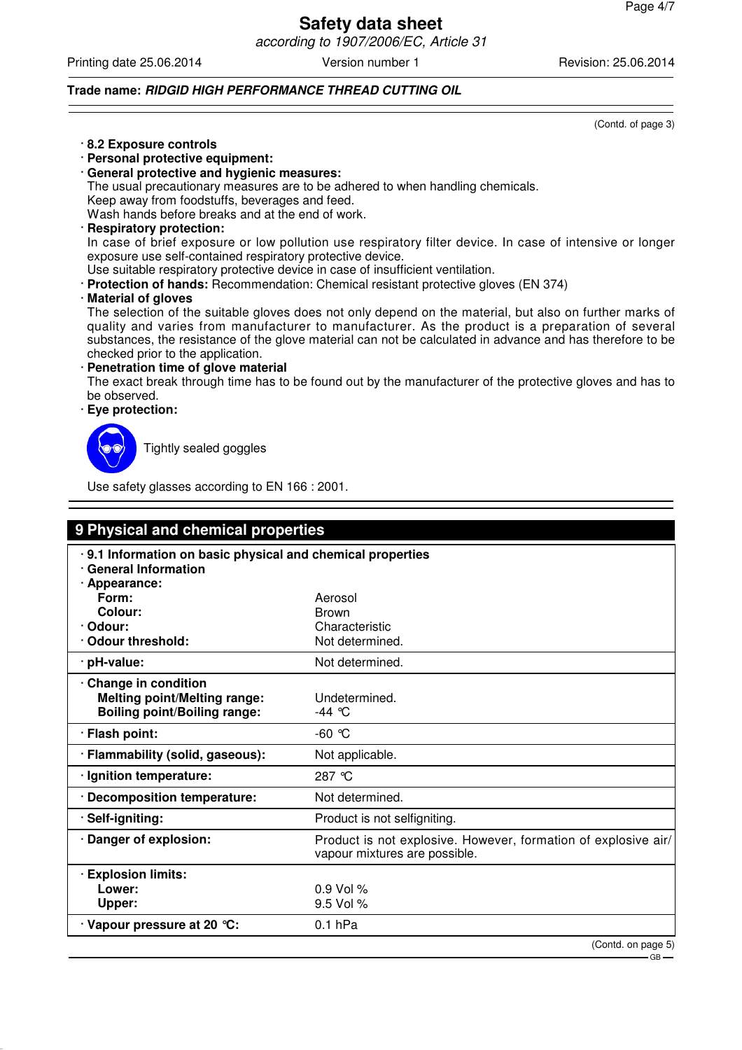**Trade name: *RIDGID HIGH PERFORMANCE THREAD CUTTING OIL***

(Contd. of page 3)

· **8.2 Exposure controls**
· **Personal protective equipment:**
· **General protective and hygienic measures:**
The usual precautionary measures are to be adhered to when handling chemicals.
Keep away from foodstuffs, beverages and feed.
Wash hands before breaks and at the end of work.
· **Respiratory protection:**
In case of brief exposure or low pollution use respiratory filter device. In case of intensive or longer exposure use self-contained respiratory protective device.
Use suitable respiratory protective device in case of insufficient ventilation.
· **Protection of hands:** Recommendation: Chemical resistant protective gloves (EN 374)
· **Material of gloves**
The selection of the suitable gloves does not only depend on the material, but also on further marks of quality and varies from manufacturer to manufacturer. As the product is a preparation of several substances, the resistance of the glove material can not be calculated in advance and has therefore to be checked prior to the application.
· **Penetration time of glove material**
The exact break through time has to be found out by the manufacturer of the protective gloves and has to be observed.
· **Eye protection:**

Tightly sealed goggles

Use safety glasses according to EN 166 : 2001.

## 9 Physical and chemical properties

· **9.1 Information on basic physical and chemical properties**
· **General Information**

| | |
|---|---|
| · **Appearance:** | |
| **Form:** | Aerosol |
| **Colour:** | Brown |
| · **Odour:** | Characteristic |
| · **Odour threshold:** | Not determined. |
| · **pH-value:** | Not determined. |
| · **Change in condition** | |
| **Melting point/Melting range:** | Undetermined. |
| **Boiling point/Boiling range:** | -44 °C |
| · **Flash point:** | -60 °C |
| · **Flammability (solid, gaseous):** | Not applicable. |
| · **Ignition temperature:** | 287 °C |
| · **Decomposition temperature:** | Not determined. |
| · **Self-igniting:** | Product is not selfigniting. |
| · **Danger of explosion:** | Product is not explosive. However, formation of explosive air/vapour mixtures are possible. |
| · **Explosion limits:** | |
| **Lower:** | 0.9 Vol % |
| **Upper:** | 9.5 Vol % |
| · **Vapour pressure at 20 °C:** | 0.1 hPa |

(Contd. on page 5)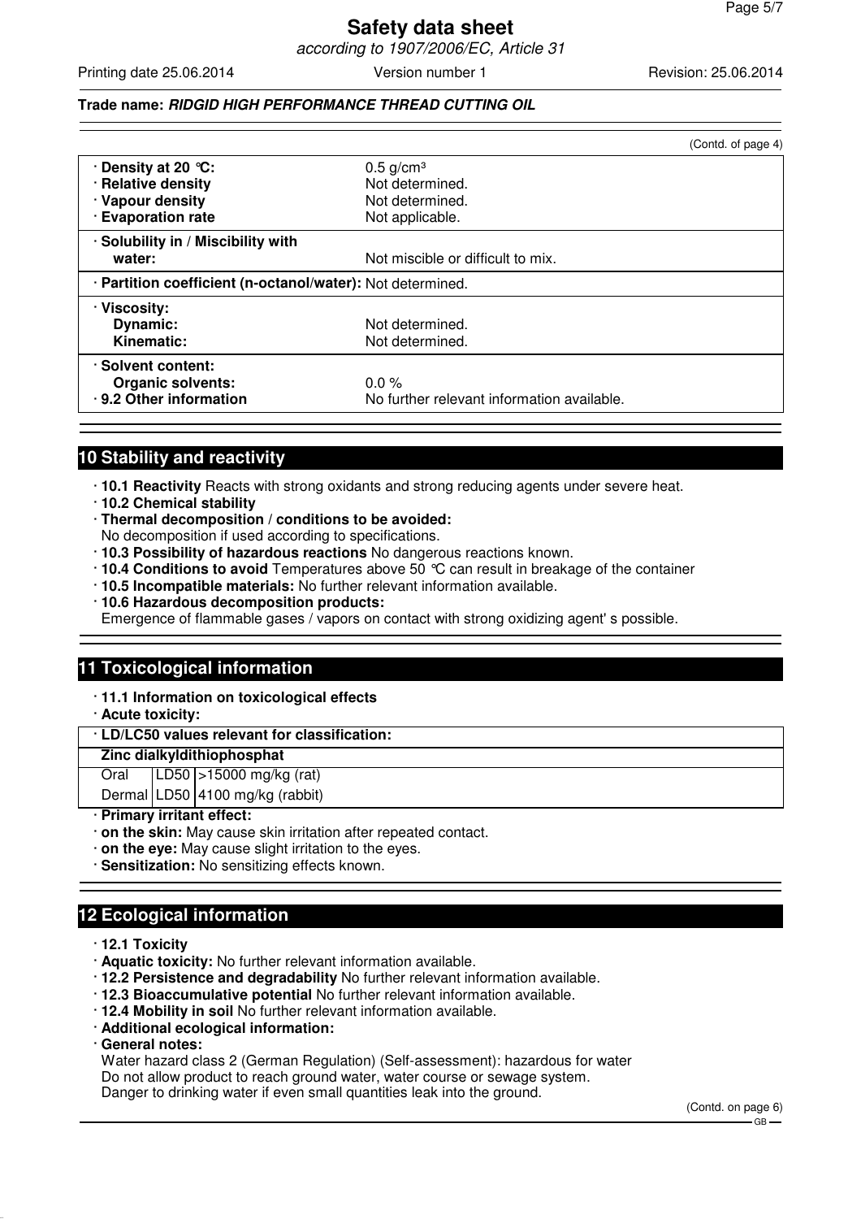**Safety data sheet**

*according to 1907/2006/EC, Article 31*

Printing date 25.06.2014 | Version number 1 | Revision: 25.06.2014

**Trade name: *RIDGID HIGH PERFORMANCE THREAD CUTTING OIL***

(Contd. of page 4)

| | |
|---|---|
| · **Density at 20 °C:** | 0.5 g/cm³ |
| · **Relative density** | Not determined. |
| · **Vapour density** | Not determined. |
| · **Evaporation rate** | Not applicable. |
| · **Solubility in / Miscibility with water:** | Not miscible or difficult to mix. |
| · **Partition coefficient (n-octanol/water):** | Not determined. |
| · **Viscosity:** | |
| **Dynamic:** | Not determined. |
| **Kinematic:** | Not determined. |
| · **Solvent content:** | |
| **Organic solvents:** | 0.0 % |
| · **9.2 Other information** | No further relevant information available. |

## 10 Stability and reactivity

- · **10.1 Reactivity** Reacts with strong oxidants and strong reducing agents under severe heat.
- · **10.2 Chemical stability**
- · **Thermal decomposition / conditions to be avoided:**
  No decomposition if used according to specifications.
- · **10.3 Possibility of hazardous reactions** No dangerous reactions known.
- · **10.4 Conditions to avoid** Temperatures above 50 °C can result in breakage of the container
- · **10.5 Incompatible materials:** No further relevant information available.
- · **10.6 Hazardous decomposition products:**
  Emergence of flammable gases / vapors on contact with strong oxidizing agent' s possible.

## 11 Toxicological information

- · **11.1 Information on toxicological effects**
- · **Acute toxicity:**

| · **LD/LC50 values relevant for classification:** | | |
|---|---|---|
| **Zinc dialkyldithiophosphat** | | |
| Oral | LD50 | >15000 mg/kg (rat) |
| Dermal | LD50 | 4100 mg/kg (rabbit) |

- · **Primary irritant effect:**
- · **on the skin:** May cause skin irritation after repeated contact.
- · **on the eye:** May cause slight irritation to the eyes.
- · **Sensitization:** No sensitizing effects known.

## 12 Ecological information

- · **12.1 Toxicity**
- · **Aquatic toxicity:** No further relevant information available.
- · **12.2 Persistence and degradability** No further relevant information available.
- · **12.3 Bioaccumulative potential** No further relevant information available.
- · **12.4 Mobility in soil** No further relevant information available.
- · **Additional ecological information:**
- · **General notes:**
  Water hazard class 2 (German Regulation) (Self-assessment): hazardous for water
  Do not allow product to reach ground water, water course or sewage system.
  Danger to drinking water if even small quantities leak into the ground.

(Contd. on page 6)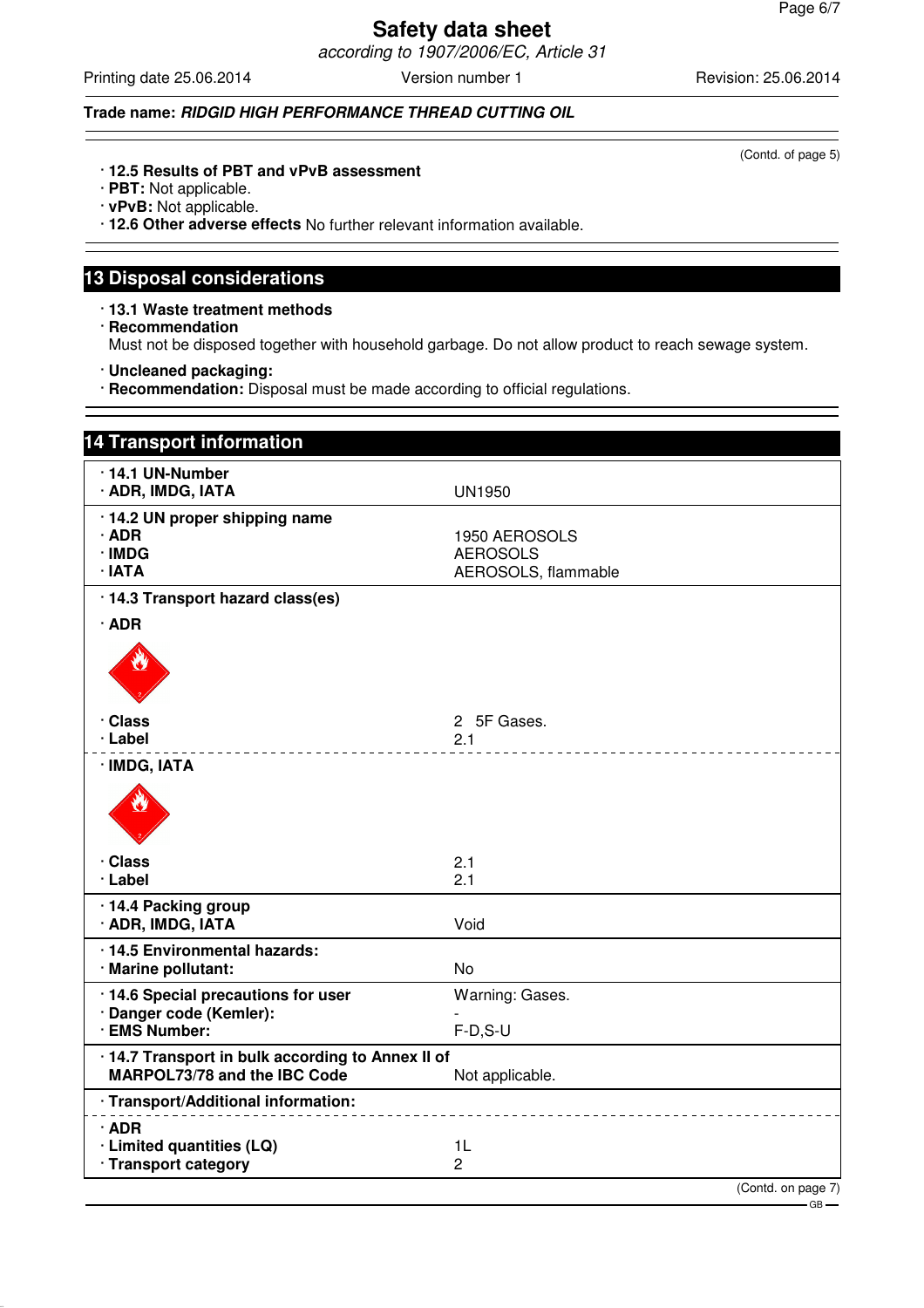(Contd. of page 5)

- **12.5 Results of PBT and vPvB assessment**
- **PBT:** Not applicable.
- **vPvB:** Not applicable.
- **12.6 Other adverse effects** No further relevant information available.

## 13 Disposal considerations

- **13.1 Waste treatment methods**
- **Recommendation**
  Must not be disposed together with household garbage. Do not allow product to reach sewage system.

- **Uncleaned packaging:**
- **Recommendation:** Disposal must be made according to official regulations.

## 14 Transport information

| | |
|---|---|
| **· 14.1 UN-Number** | |
| **· ADR, IMDG, IATA** | UN1950 |
| **· 14.2 UN proper shipping name** | |
| **· ADR** | 1950 AEROSOLS |
| **· IMDG** | AEROSOLS |
| **· IATA** | AEROSOLS, flammable |
| **· 14.3 Transport hazard class(es)** | |
| **· ADR** | |
| **· Class** | 2 5F Gases. |
| **· Label** | 2.1 |
| **· IMDG, IATA** | |
| **· Class** | 2.1 |
| **· Label** | 2.1 |
| **· 14.4 Packing group** | |
| **· ADR, IMDG, IATA** | Void |
| **· 14.5 Environmental hazards:** | |
| **· Marine pollutant:** | No |
| **· 14.6 Special precautions for user** | Warning: Gases. |
| **· Danger code (Kemler):** | - |
| **· EMS Number:** | F-D,S-U |
| **· 14.7 Transport in bulk according to Annex II of MARPOL73/78 and the IBC Code** | Not applicable. |
| **· Transport/Additional information:** | |
| **· ADR** | |
| **· Limited quantities (LQ)** | 1L |
| **· Transport category** | 2 |

(Contd. on page 7)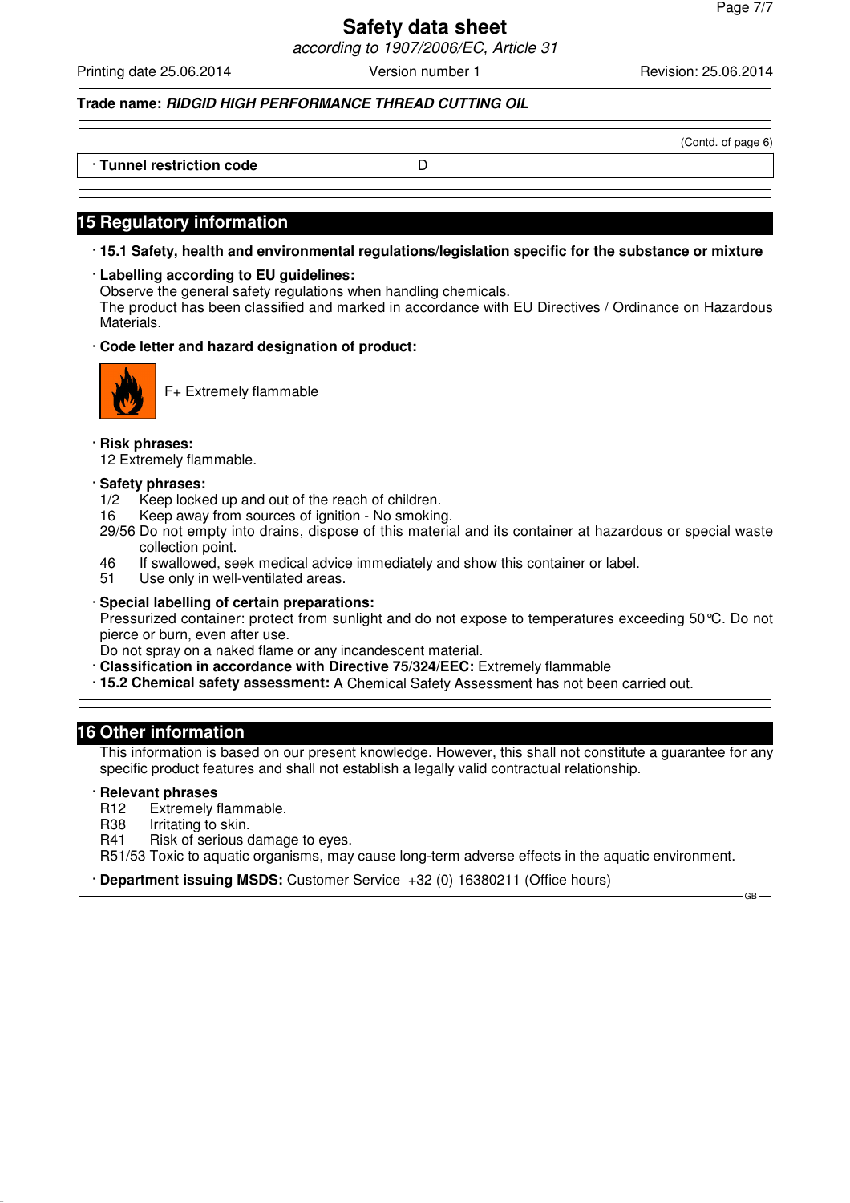(Contd. of page 6)

| · Tunnel restriction code | D |
| --- | --- |

## 15 Regulatory information

· **15.1 Safety, health and environmental regulations/legislation specific for the substance or mixture**

· **Labelling according to EU guidelines:**
Observe the general safety regulations when handling chemicals.
The product has been classified and marked in accordance with EU Directives / Ordinance on Hazardous Materials.

· **Code letter and hazard designation of product:**

F+ Extremely flammable

· **Risk phrases:**
12 Extremely flammable.

· **Safety phrases:**
1/2 Keep locked up and out of the reach of children.
16 Keep away from sources of ignition - No smoking.
29/56 Do not empty into drains, dispose of this material and its container at hazardous or special waste collection point.
46 If swallowed, seek medical advice immediately and show this container or label.
51 Use only in well-ventilated areas.

· **Special labelling of certain preparations:**
Pressurized container: protect from sunlight and do not expose to temperatures exceeding 50°C. Do not pierce or burn, even after use.
Do not spray on a naked flame or any incandescent material.

· **Classification in accordance with Directive 75/324/EEC:** Extremely flammable

· **15.2 Chemical safety assessment:** A Chemical Safety Assessment has not been carried out.

## 16 Other information

This information is based on our present knowledge. However, this shall not constitute a guarantee for any specific product features and shall not establish a legally valid contractual relationship.

· **Relevant phrases**
R12 Extremely flammable.
R38 Irritating to skin.
R41 Risk of serious damage to eyes.
R51/53 Toxic to aquatic organisms, may cause long-term adverse effects in the aquatic environment.

· **Department issuing MSDS:** Customer Service +32 (0) 16380211 (Office hours)